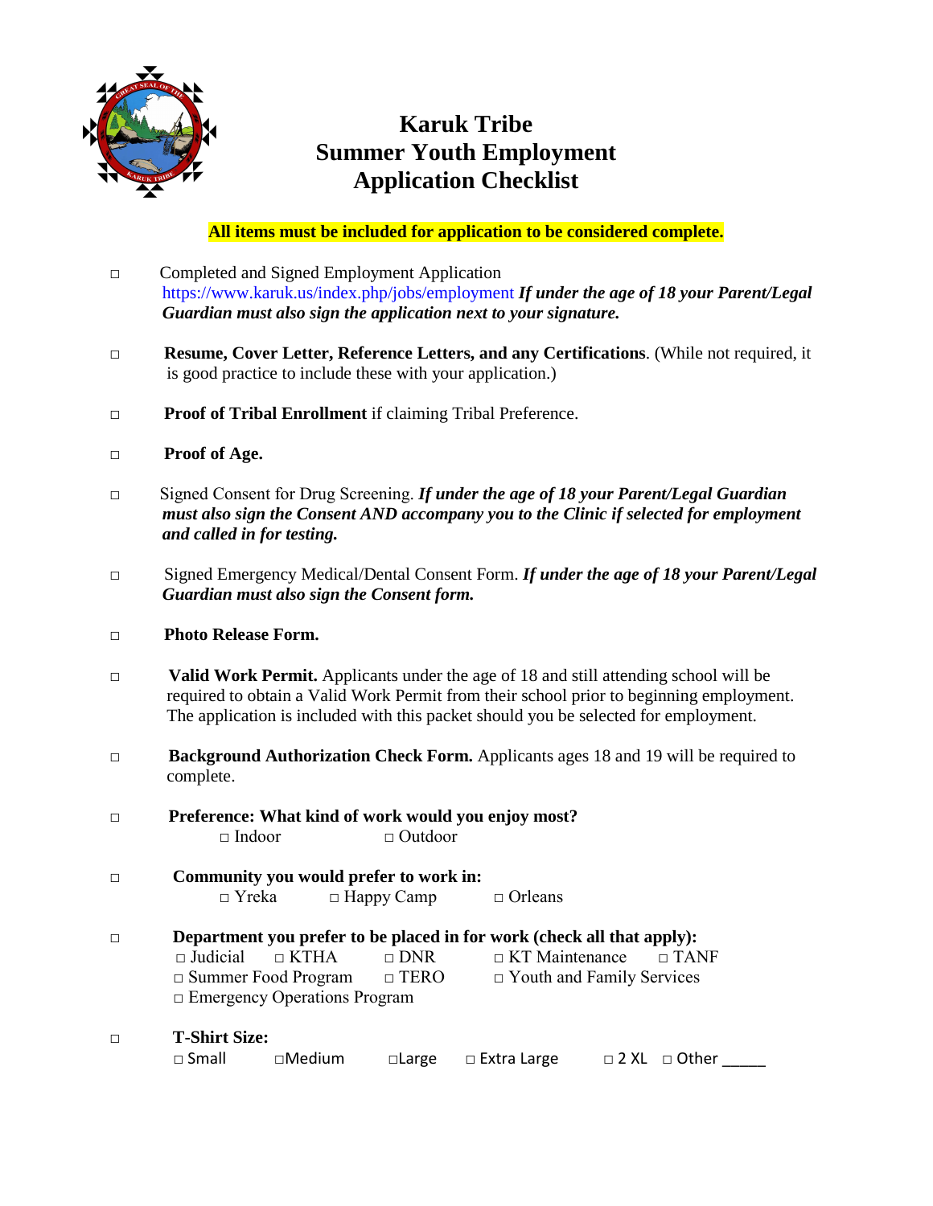# Karuk Tribe
# Summer Youth Employment
# Application Checklist

**All items must be included for application to be considered complete.**

- □ Completed and Signed Employment Application https://www.karuk.us/index.php/jobs/employment ***If under the age of 18 your Parent/Legal Guardian must also sign the application next to your signature.***

- □ **Resume, Cover Letter, Reference Letters, and any Certifications**. (While not required, it is good practice to include these with your application.)

- □ **Proof of Tribal Enrollment** if claiming Tribal Preference.

- □ **Proof of Age.**

- □ Signed Consent for Drug Screening. ***If under the age of 18 your Parent/Legal Guardian must also sign the Consent AND accompany you to the Clinic if selected for employment and called in for testing.***

- □ Signed Emergency Medical/Dental Consent Form. ***If under the age of 18 your Parent/Legal Guardian must also sign the Consent form.***

- □ **Photo Release Form.**

- □ **Valid Work Permit.** Applicants under the age of 18 and still attending school will be required to obtain a Valid Work Permit from their school prior to beginning employment. The application is included with this packet should you be selected for employment.

- □ **Background Authorization Check Form.** Applicants ages 18 and 19 will be required to complete.

- □ **Preference: What kind of work would you enjoy most?**
  □ Indoor □ Outdoor

- □ **Community you would prefer to work in:**
  □ Yreka □ Happy Camp □ Orleans

- □ **Department you prefer to be placed in for work (check all that apply):**
  □ Judicial □ KTHA □ DNR □ KT Maintenance □ TANF
  □ Summer Food Program □ TERO □ Youth and Family Services
  □ Emergency Operations Program

- □ **T-Shirt Size:**
  □ Small □Medium □Large □ Extra Large □ 2 XL □ Other _____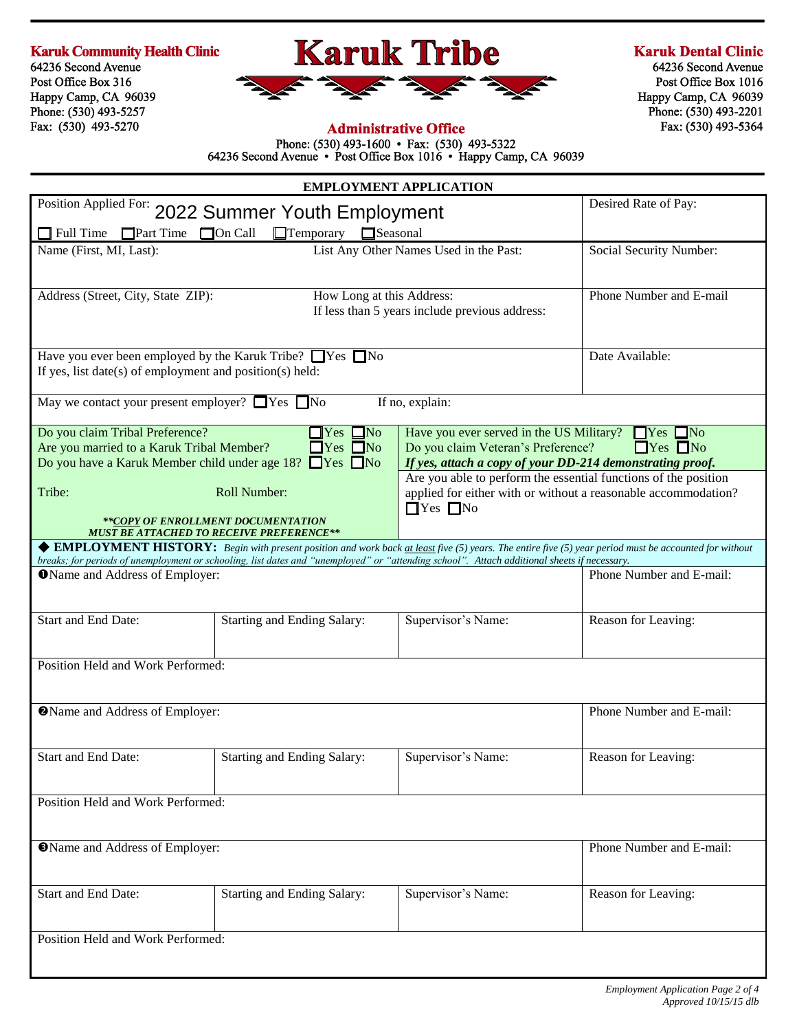**Karuk Community Health Clinic**
64236 Second Avenue
Post Office Box 316
Happy Camp, CA 96039
Phone: (530) 493-5257
Fax: (530) 493-5270

# Karuk Tribe

**Administrative Office**
Phone: (530) 493-1600 • Fax: (530) 493-5322
64236 Second Avenue • Post Office Box 1016 • Happy Camp, CA 96039

**Karuk Dental Clinic**
64236 Second Avenue
Post Office Box 1016
Happy Camp, CA 96039
Phone: (530) 493-2201
Fax: (530) 493-5364

## EMPLOYMENT APPLICATION

Position Applied For: 2022 Summer Youth Employment

☐ Full Time ☐ Part Time ☐ On Call ☐ Temporary ☐ Seasonal

Desired Rate of Pay:

Name (First, MI, Last):

List Any Other Names Used in the Past:

Social Security Number:

Address (Street, City, State ZIP):

How Long at this Address:
If less than 5 years include previous address:

Phone Number and E-mail

Have you ever been employed by the Karuk Tribe? ☐ Yes ☐ No
If yes, list date(s) of employment and position(s) held:

Date Available:

May we contact your present employer? ☐ Yes ☐ No If no, explain:

Do you claim Tribal Preference? ☐ Yes ☐ No
Are you married to a Karuk Tribal Member? ☐ Yes ☐ No
Do you have a Karuk Member child under age 18? ☐ Yes ☐ No

Tribe: Roll Number:

***\*\*COPY OF ENROLLMENT DOCUMENTATION MUST BE ATTACHED TO RECEIVE PREFERENCE\*\****

Have you ever served in the US Military? ☐ Yes ☐ No
Do you claim Veteran's Preference? ☐ Yes ☐ No
***If yes, attach a copy of your DD-214 demonstrating proof.***

Are you able to perform the essential functions of the position applied for either with or without a reasonable accommodation?
☐ Yes ☐ No

◆ **EMPLOYMENT HISTORY:** *Begin with present position and work back at least five (5) years. The entire five (5) year period must be accounted for without breaks; for periods of unemployment or schooling, list dates and "unemployed" or "attending school". Attach additional sheets if necessary.*

❶ Name and Address of Employer:

Phone Number and E-mail:

| Start and End Date: | Starting and Ending Salary: | Supervisor's Name: | Reason for Leaving: |
|---|---|---|---|
| | | | |

Position Held and Work Performed:

❷ Name and Address of Employer:

Phone Number and E-mail:

| Start and End Date: | Starting and Ending Salary: | Supervisor's Name: | Reason for Leaving: |
|---|---|---|---|
| | | | |

Position Held and Work Performed:

❸ Name and Address of Employer:

Phone Number and E-mail:

| Start and End Date: | Starting and Ending Salary: | Supervisor's Name: | Reason for Leaving: |
|---|---|---|---|
| | | | |

Position Held and Work Performed:

*Employment Application Page 2 of 4*
*Approved 10/15/15 dlb*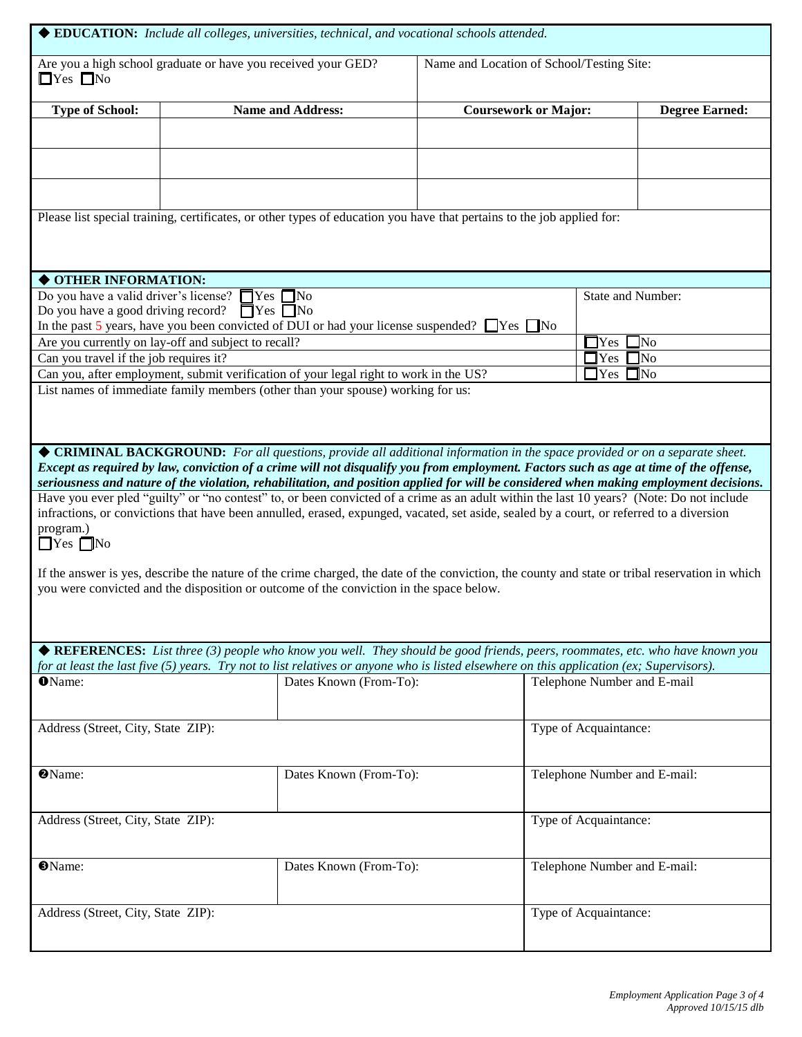## ◆ EDUCATION: *Include all colleges, universities, technical, and vocational schools attended.*

Are you a high school graduate or have you received your GED? ☐Yes ☐No

Name and Location of School/Testing Site:

| Type of School: | Name and Address: | Coursework or Major: | Degree Earned: |
|---|---|---|---|
| | | | |
| | | | |
| | | | |

Please list special training, certificates, or other types of education you have that pertains to the job applied for:

## ◆ OTHER INFORMATION:

Do you have a valid driver's license? ☐Yes ☐No

Do you have a good driving record? ☐Yes ☐No

In the past 5 years, have you been convicted of DUI or had your license suspended? ☐Yes ☐No

State and Number:

| | |
|---|---|
| Are you currently on lay-off and subject to recall? | ☐Yes ☐No |
| Can you travel if the job requires it? | ☐Yes ☐No |
| Can you, after employment, submit verification of your legal right to work in the US? | ☐Yes ☐No |

List names of immediate family members (other than your spouse) working for us:

## ◆ CRIMINAL BACKGROUND: *For all questions, provide all additional information in the space provided or on a separate sheet.*

***Except as required by law, conviction of a crime will not disqualify you from employment. Factors such as age at time of the offense, seriousness and nature of the violation, rehabilitation, and position applied for will be considered when making employment decisions.***

Have you ever pled "guilty" or "no contest" to, or been convicted of a crime as an adult within the last 10 years? (Note: Do not include infractions, or convictions that have been annulled, erased, expunged, vacated, set aside, sealed by a court, or referred to a diversion program.)

☐Yes ☐No

If the answer is yes, describe the nature of the crime charged, the date of the conviction, the county and state or tribal reservation in which you were convicted and the disposition or outcome of the conviction in the space below.

## ◆ REFERENCES: *List three (3) people who know you well. They should be good friends, peers, roommates, etc. who have known you for at least the last five (5) years. Try not to list relatives or anyone who is listed elsewhere on this application (ex; Supervisors).*

| | | |
|---|---|---|
| ❶Name: | Dates Known (From-To): | Telephone Number and E-mail |
| Address (Street, City, State ZIP): | | Type of Acquaintance: |
| ❷Name: | Dates Known (From-To): | Telephone Number and E-mail: |
| Address (Street, City, State ZIP): | | Type of Acquaintance: |
| ❸Name: | Dates Known (From-To): | Telephone Number and E-mail: |
| Address (Street, City, State ZIP): | | Type of Acquaintance: |

*Employment Application Page 3 of 4*
*Approved 10/15/15 dlb*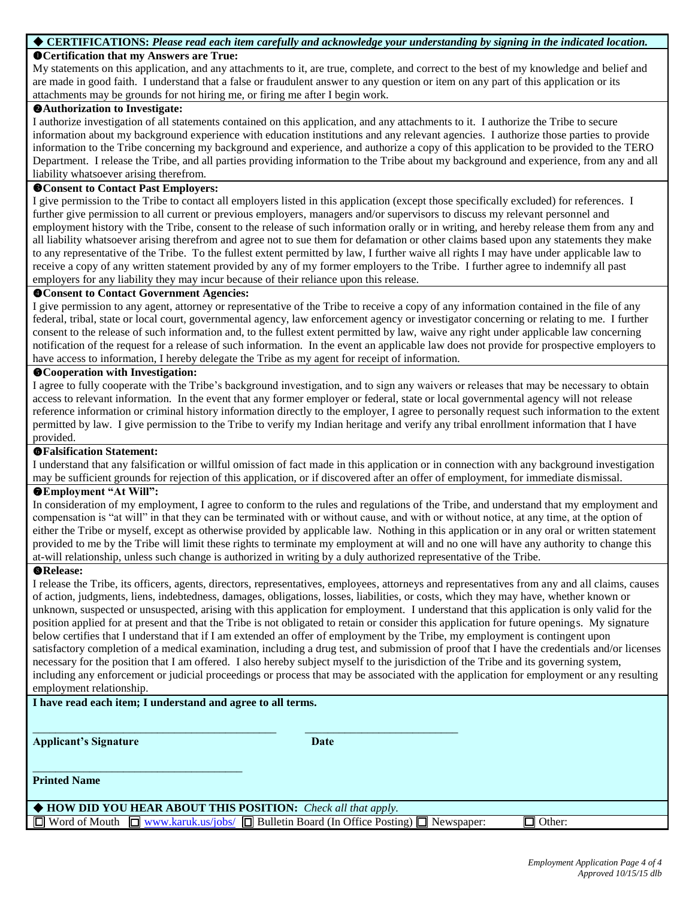## ◆ CERTIFICATIONS: *Please read each item carefully and acknowledge your understanding by signing in the indicated location.*

**❶Certification that my Answers are True:**

My statements on this application, and any attachments to it, are true, complete, and correct to the best of my knowledge and belief and are made in good faith. I understand that a false or fraudulent answer to any question or item on any part of this application or its attachments may be grounds for not hiring me, or firing me after I begin work.

**❷Authorization to Investigate:**

I authorize investigation of all statements contained on this application, and any attachments to it. I authorize the Tribe to secure information about my background experience with education institutions and any relevant agencies. I authorize those parties to provide information to the Tribe concerning my background and experience, and authorize a copy of this application to be provided to the TERO Department. I release the Tribe, and all parties providing information to the Tribe about my background and experience, from any and all liability whatsoever arising therefrom.

**❸Consent to Contact Past Employers:**

I give permission to the Tribe to contact all employers listed in this application (except those specifically excluded) for references. I further give permission to all current or previous employers, managers and/or supervisors to discuss my relevant personnel and employment history with the Tribe, consent to the release of such information orally or in writing, and hereby release them from any and all liability whatsoever arising therefrom and agree not to sue them for defamation or other claims based upon any statements they make to any representative of the Tribe. To the fullest extent permitted by law, I further waive all rights I may have under applicable law to receive a copy of any written statement provided by any of my former employers to the Tribe. I further agree to indemnify all past employers for any liability they may incur because of their reliance upon this release.

**❹Consent to Contact Government Agencies:**

I give permission to any agent, attorney or representative of the Tribe to receive a copy of any information contained in the file of any federal, tribal, state or local court, governmental agency, law enforcement agency or investigator concerning or relating to me. I further consent to the release of such information and, to the fullest extent permitted by law, waive any right under applicable law concerning notification of the request for a release of such information. In the event an applicable law does not provide for prospective employers to have access to information, I hereby delegate the Tribe as my agent for receipt of information.

**❺Cooperation with Investigation:**

I agree to fully cooperate with the Tribe's background investigation, and to sign any waivers or releases that may be necessary to obtain access to relevant information. In the event that any former employer or federal, state or local governmental agency will not release reference information or criminal history information directly to the employer, I agree to personally request such information to the extent permitted by law. I give permission to the Tribe to verify my Indian heritage and verify any tribal enrollment information that I have provided.

**❻Falsification Statement:**

I understand that any falsification or willful omission of fact made in this application or in connection with any background investigation may be sufficient grounds for rejection of this application, or if discovered after an offer of employment, for immediate dismissal.

**❼Employment "At Will":**

In consideration of my employment, I agree to conform to the rules and regulations of the Tribe, and understand that my employment and compensation is "at will" in that they can be terminated with or without cause, and with or without notice, at any time, at the option of either the Tribe or myself, except as otherwise provided by applicable law. Nothing in this application or in any oral or written statement provided to me by the Tribe will limit these rights to terminate my employment at will and no one will have any authority to change this at-will relationship, unless such change is authorized in writing by a duly authorized representative of the Tribe.

**❽Release:**

I release the Tribe, its officers, agents, directors, representatives, employees, attorneys and representatives from any and all claims, causes of action, judgments, liens, indebtedness, damages, obligations, losses, liabilities, or costs, which they may have, whether known or unknown, suspected or unsuspected, arising with this application for employment. I understand that this application is only valid for the position applied for at present and that the Tribe is not obligated to retain or consider this application for future openings. My signature below certifies that I understand that if I am extended an offer of employment by the Tribe, my employment is contingent upon satisfactory completion of a medical examination, including a drug test, and submission of proof that I have the credentials and/or licenses necessary for the position that I am offered. I also hereby subject myself to the jurisdiction of the Tribe and its governing system, including any enforcement or judicial proceedings or process that may be associated with the application for employment or any resulting employment relationship.

**I have read each item; I understand and agree to all terms.**

\_\_\_\_\_\_\_\_\_\_\_\_\_\_\_\_\_\_\_\_\_\_\_\_\_\_\_\_\_\_\_\_\_\_\_\_\_\_\_\_ \_\_\_\_\_\_\_\_\_\_\_\_\_\_\_\_\_\_\_\_\_\_\_\_\_\_

**Applicant's Signature** **Date**

\_\_\_\_\_\_\_\_\_\_\_\_\_\_\_\_\_\_\_\_\_\_\_\_\_\_\_\_\_\_\_\_\_\_\_\_

**Printed Name**

## ◆ HOW DID YOU HEAR ABOUT THIS POSITION: *Check all that apply.*

☐ Word of Mouth ☐ www.karuk.us/jobs/ ☐ Bulletin Board (In Office Posting) ☐ Newspaper: ☐ Other:

*Approved 10/15/15 dlb*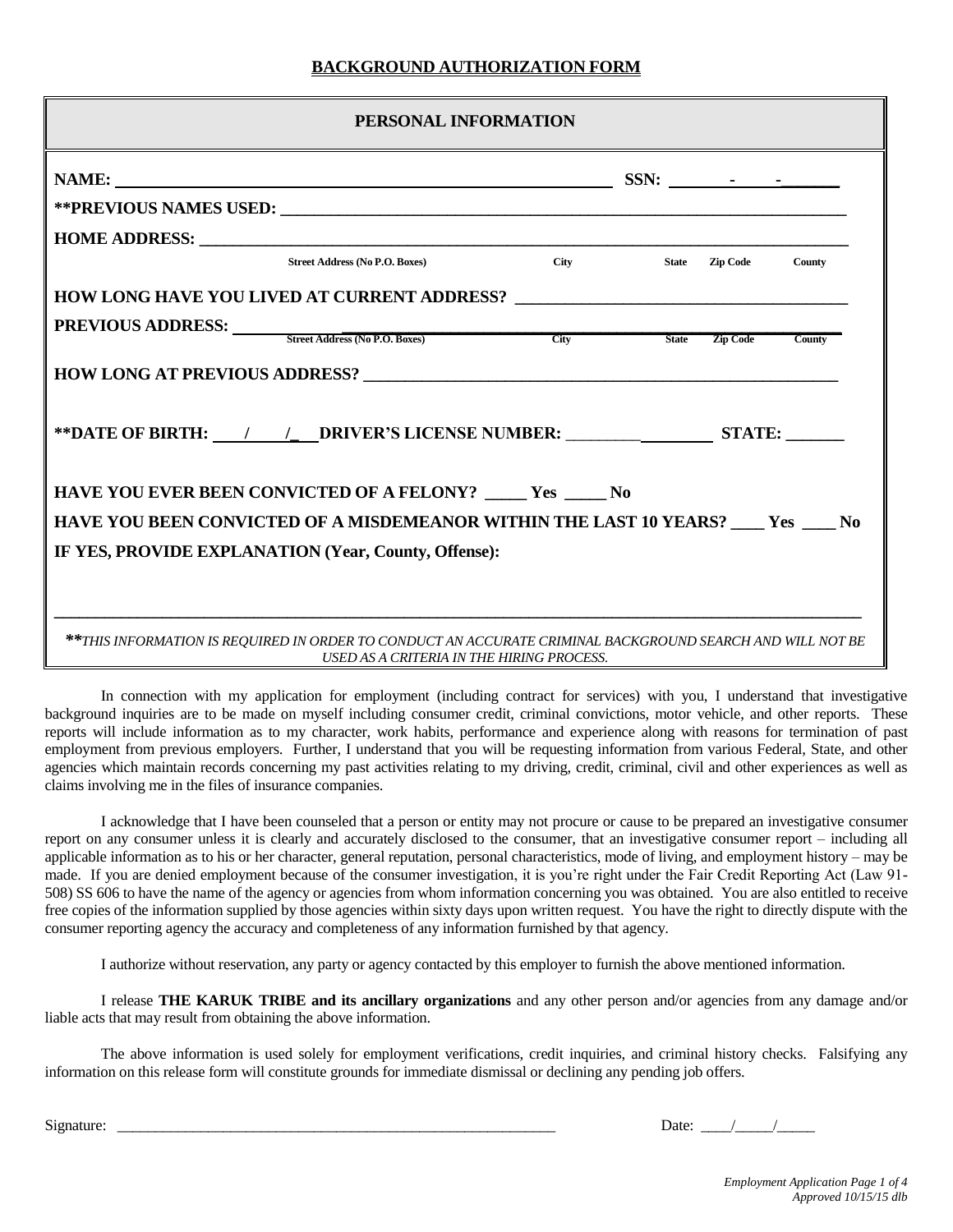# BACKGROUND AUTHORIZATION FORM

## PERSONAL INFORMATION

**NAME:** ______________________________________________ **SSN:** ______-______-______

**\*\*PREVIOUS NAMES USED:** ______________________________________________

**HOME ADDRESS:** ______________________________________________

Street Address (No P.O. Boxes) City State Zip Code County

**HOW LONG HAVE YOU LIVED AT CURRENT ADDRESS?** ______________________________

**PREVIOUS ADDRESS:** ______________________________________________

Street Address (No P.O. Boxes) City State Zip Code County

**HOW LONG AT PREVIOUS ADDRESS?** ______________________________

**\*\*DATE OF BIRTH:** ___/___/___ **DRIVER'S LICENSE NUMBER:** ________________ **STATE:** _______

**HAVE YOU EVER BEEN CONVICTED OF A FELONY?** _____ Yes _____ No

**HAVE YOU BEEN CONVICTED OF A MISDEMEANOR WITHIN THE LAST 10 YEARS?** ____ Yes ____ No

**IF YES, PROVIDE EXPLANATION (Year, County, Offense):**

______________________________________________________________________________

**\*\****THIS INFORMATION IS REQUIRED IN ORDER TO CONDUCT AN ACCURATE CRIMINAL BACKGROUND SEARCH AND WILL NOT BE USED AS A CRITERIA IN THE HIRING PROCESS.*

In connection with my application for employment (including contract for services) with you, I understand that investigative background inquiries are to be made on myself including consumer credit, criminal convictions, motor vehicle, and other reports. These reports will include information as to my character, work habits, performance and experience along with reasons for termination of past employment from previous employers. Further, I understand that you will be requesting information from various Federal, State, and other agencies which maintain records concerning my past activities relating to my driving, credit, criminal, civil and other experiences as well as claims involving me in the files of insurance companies.

I acknowledge that I have been counseled that a person or entity may not procure or cause to be prepared an investigative consumer report on any consumer unless it is clearly and accurately disclosed to the consumer, that an investigative consumer report – including all applicable information as to his or her character, general reputation, personal characteristics, mode of living, and employment history – may be made. If you are denied employment because of the consumer investigation, it is you're right under the Fair Credit Reporting Act (Law 91-508) SS 606 to have the name of the agency or agencies from whom information concerning you was obtained. You are also entitled to receive free copies of the information supplied by those agencies within sixty days upon written request. You have the right to directly dispute with the consumer reporting agency the accuracy and completeness of any information furnished by that agency.

I authorize without reservation, any party or agency contacted by this employer to furnish the above mentioned information.

I release **THE KARUK TRIBE and its ancillary organizations** and any other person and/or agencies from any damage and/or liable acts that may result from obtaining the above information.

The above information is used solely for employment verifications, credit inquiries, and criminal history checks. Falsifying any information on this release form will constitute grounds for immediate dismissal or declining any pending job offers.

Signature: ______________________________________________ Date: ____/_____/_____

*Employment Application Page 1 of 4*
*Approved 10/15/15 dlb*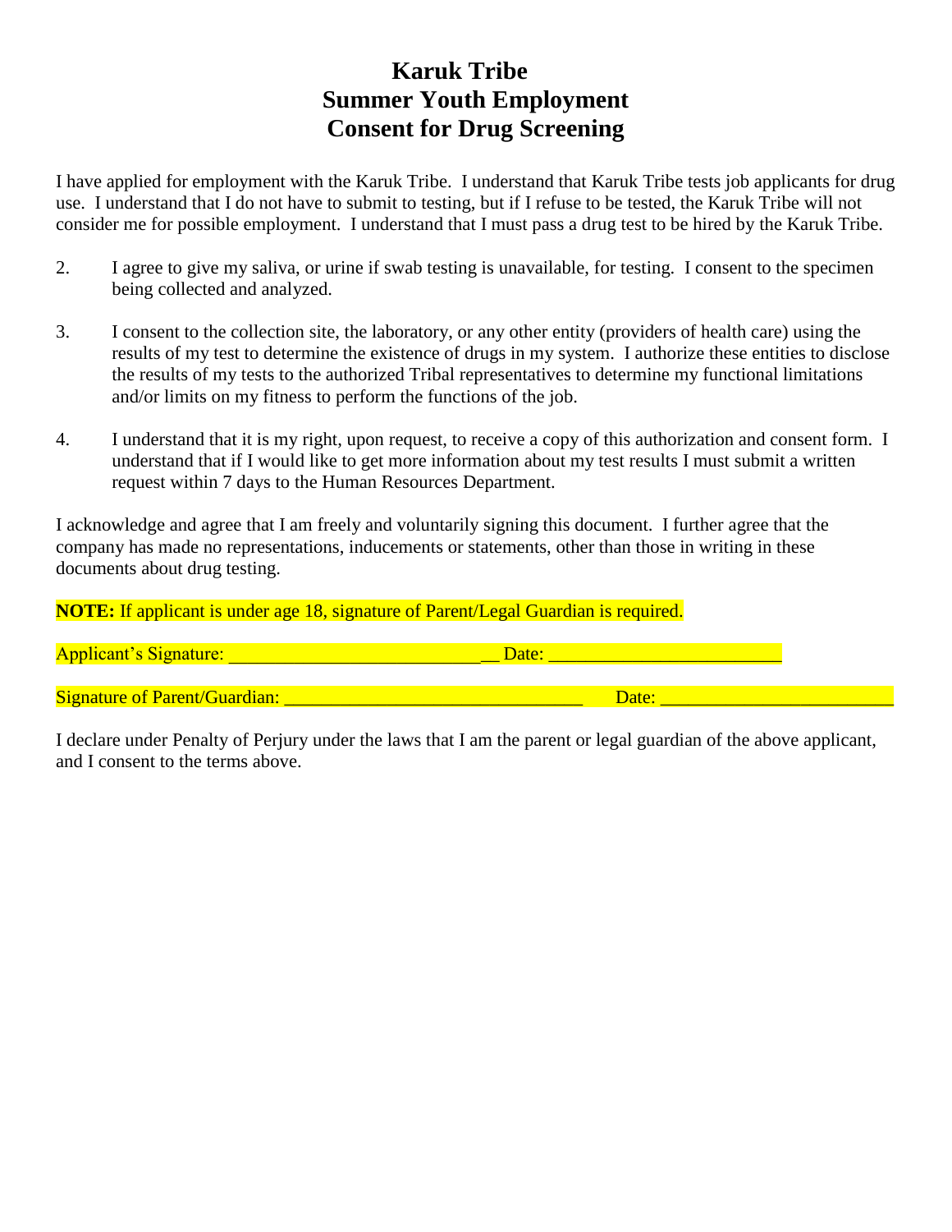# Karuk Tribe
# Summer Youth Employment
# Consent for Drug Screening

I have applied for employment with the Karuk Tribe. I understand that Karuk Tribe tests job applicants for drug use. I understand that I do not have to submit to testing, but if I refuse to be tested, the Karuk Tribe will not consider me for possible employment. I understand that I must pass a drug test to be hired by the Karuk Tribe.

2. I agree to give my saliva, or urine if swab testing is unavailable, for testing. I consent to the specimen being collected and analyzed.

3. I consent to the collection site, the laboratory, or any other entity (providers of health care) using the results of my test to determine the existence of drugs in my system. I authorize these entities to disclose the results of my tests to the authorized Tribal representatives to determine my functional limitations and/or limits on my fitness to perform the functions of the job.

4. I understand that it is my right, upon request, to receive a copy of this authorization and consent form. I understand that if I would like to get more information about my test results I must submit a written request within 7 days to the Human Resources Department.

I acknowledge and agree that I am freely and voluntarily signing this document. I further agree that the company has made no representations, inducements or statements, other than those in writing in these documents about drug testing.

**NOTE:** If applicant is under age 18, signature of Parent/Legal Guardian is required.

Applicant's Signature: _____________________________ Date: _________________________

Signature of Parent/Guardian: ________________________________ Date: _________________________

I declare under Penalty of Perjury under the laws that I am the parent or legal guardian of the above applicant, and I consent to the terms above.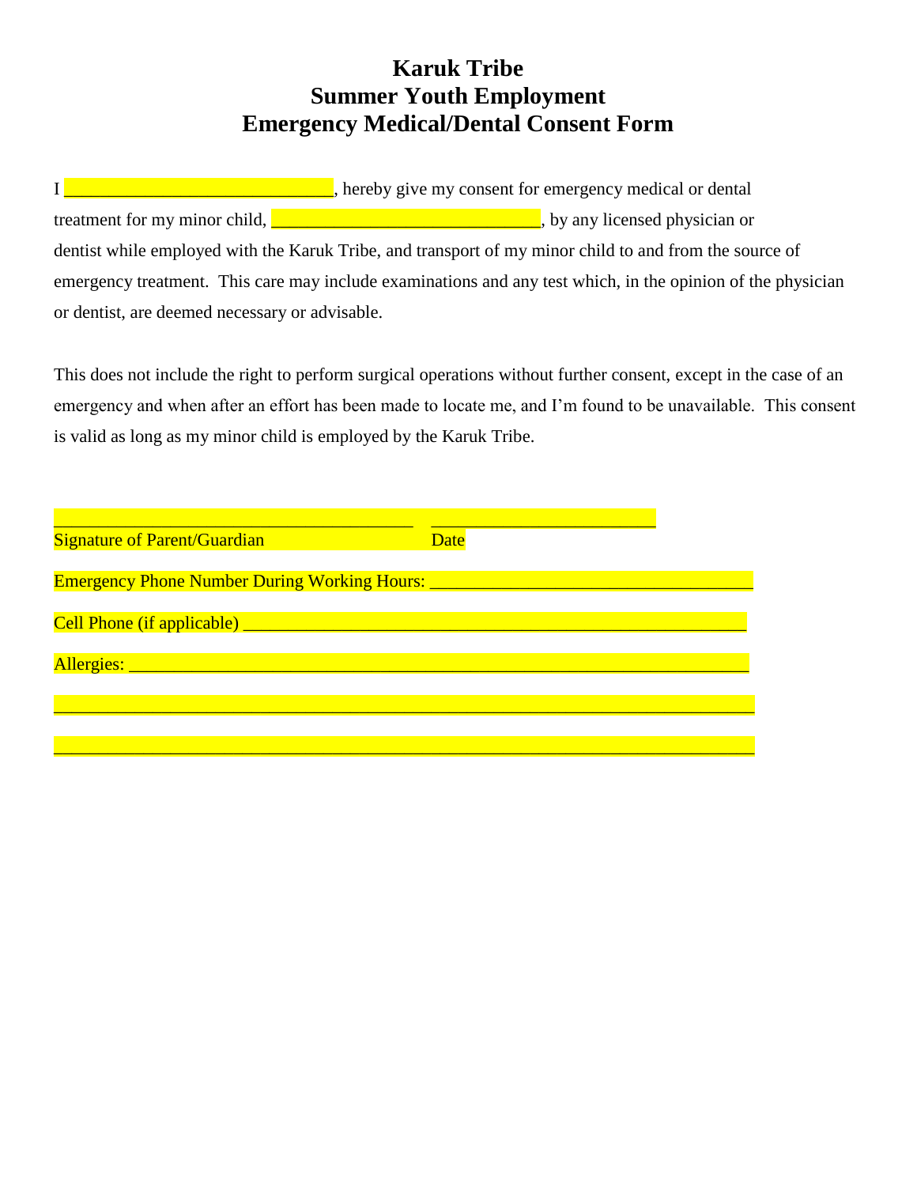# Karuk Tribe
# Summer Youth Employment
# Emergency Medical/Dental Consent Form

I ______________________________, hereby give my consent for emergency medical or dental treatment for my minor child, ______________________________, by any licensed physician or dentist while employed with the Karuk Tribe, and transport of my minor child to and from the source of emergency treatment. This care may include examinations and any test which, in the opinion of the physician or dentist, are deemed necessary or advisable.

This does not include the right to perform surgical operations without further consent, except in the case of an emergency and when after an effort has been made to locate me, and I'm found to be unavailable. This consent is valid as long as my minor child is employed by the Karuk Tribe.

_______________________________________ _________________________

Signature of Parent/Guardian Date

Emergency Phone Number During Working Hours: ___________________________________

Cell Phone (if applicable) ________________________________________________________

Allergies: _________________________________________________________________

______________________________________________________________________________

______________________________________________________________________________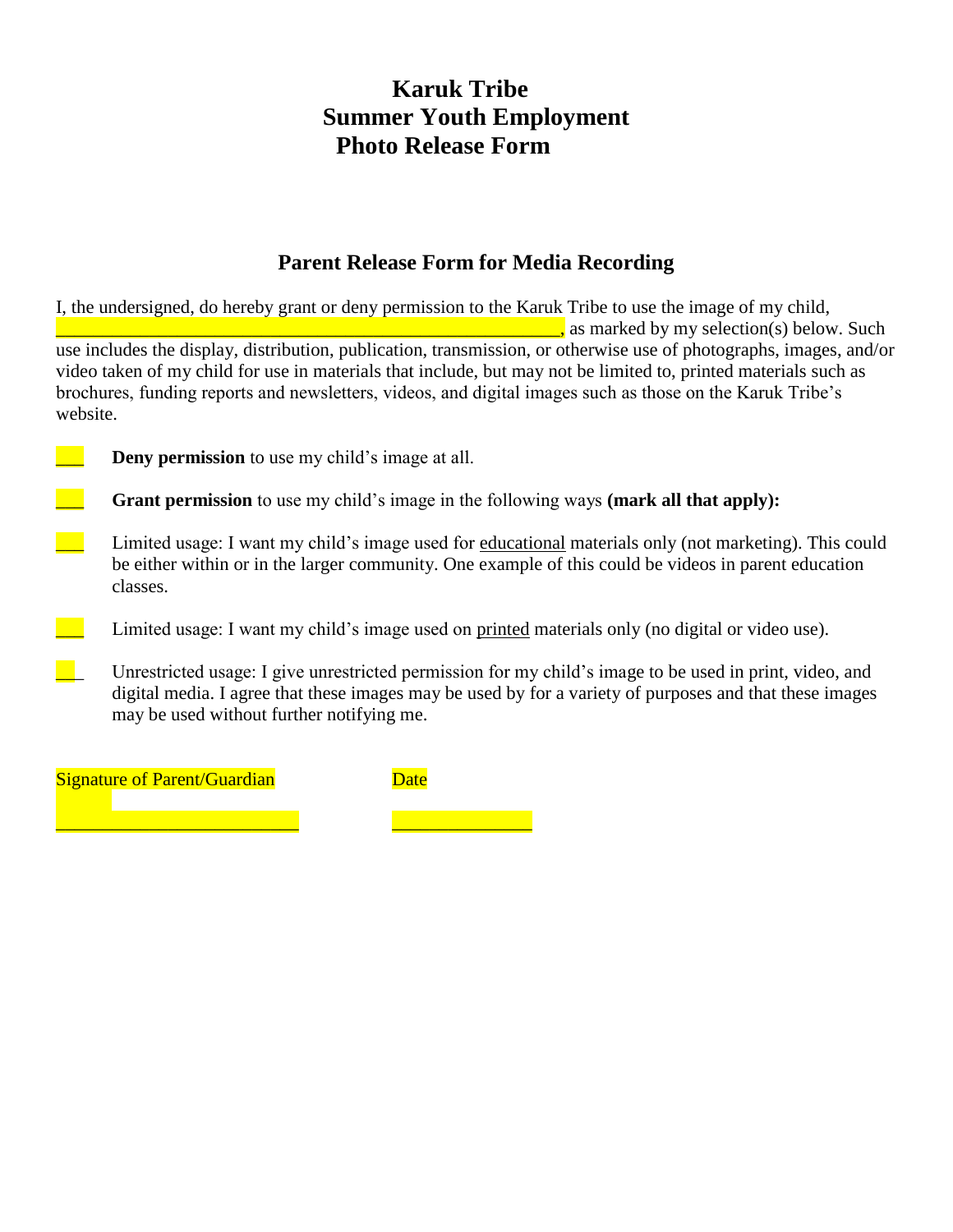# Karuk Tribe
# Summer Youth Employment
# Photo Release Form

## Parent Release Form for Media Recording

I, the undersigned, do hereby grant or deny permission to the Karuk Tribe to use the image of my child, ______________________________________________________, as marked by my selection(s) below. Such use includes the display, distribution, publication, transmission, or otherwise use of photographs, images, and/or video taken of my child for use in materials that include, but may not be limited to, printed materials such as brochures, funding reports and newsletters, videos, and digital images such as those on the Karuk Tribe's website.

___ **Deny permission** to use my child's image at all.

___ **Grant permission** to use my child's image in the following ways **(mark all that apply):**

___ Limited usage: I want my child's image used for <u>educational</u> materials only (not marketing). This could be either within or in the larger community. One example of this could be videos in parent education classes.

___ Limited usage: I want my child's image used on <u>printed</u> materials only (no digital or video use).

___ Unrestricted usage: I give unrestricted permission for my child's image to be used in print, video, and digital media. I agree that these images may be used by for a variety of purposes and that these images may be used without further notifying me.

Signature of Parent/Guardian __________________________  Date _______________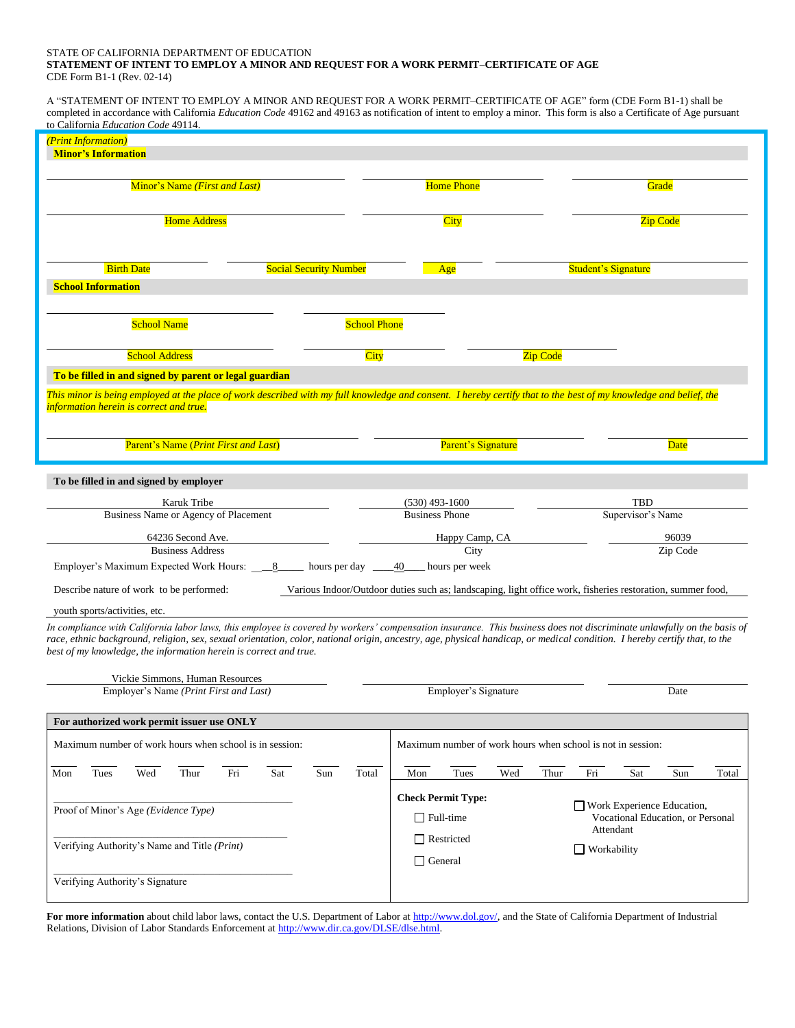STATE OF CALIFORNIA DEPARTMENT OF EDUCATION

**STATEMENT OF INTENT TO EMPLOY A MINOR AND REQUEST FOR A WORK PERMIT–CERTIFICATE OF AGE**

CDE Form B1-1 (Rev. 02-14)

A "STATEMENT OF INTENT TO EMPLOY A MINOR AND REQUEST FOR A WORK PERMIT–CERTIFICATE OF AGE" form (CDE Form B1-1) shall be completed in accordance with California *Education Code* 49162 and 49163 as notification of intent to employ a minor. This form is also a Certificate of Age pursuant to California *Education Code* 49114.

*(Print Information)*

**Minor's Information**

| | | |
|---|---|---|
| Minor's Name *(First and Last)* | Home Phone | Grade |
| Home Address | City | Zip Code |

| | | | |
|---|---|---|---|
| Birth Date | Social Security Number | Age | Student's Signature |

**School Information**

| | | |
|---|---|---|
| School Name | School Phone | |
| School Address | City | Zip Code |

**To be filled in and signed by parent or legal guardian**

*This minor is being employed at the place of work described with my full knowledge and consent. I hereby certify that to the best of my knowledge and belief, the information herein is correct and true.*

| | | |
|---|---|---|
| Parent's Name *(Print First and Last)* | Parent's Signature | Date |

**To be filled in and signed by employer**

| | | |
|---|---|---|
| Karuk Tribe | (530) 493-1600 | TBD |
| Business Name or Agency of Placement | Business Phone | Supervisor's Name |
| 64236 Second Ave. | Happy Camp, CA | 96039 |
| Business Address | City | Zip Code |

Employer's Maximum Expected Work Hours: 8 hours per day 40 hours per week

Describe nature of work to be performed: Various Indoor/Outdoor duties such as; landscaping, light office work, fisheries restoration, summer food, youth sports/activities, etc.

*In compliance with California labor laws, this employee is covered by workers' compensation insurance. This business does not discriminate unlawfully on the basis of race, ethnic background, religion, sex, sexual orientation, color, national origin, ancestry, age, physical handicap, or medical condition. I hereby certify that, to the best of my knowledge, the information herein is correct and true.*

| | | |
|---|---|---|
| Vickie Simmons, Human Resources | | |
| Employer's Name *(Print First and Last)* | Employer's Signature | Date |

**For authorized work permit issuer use ONLY**

Maximum number of work hours when school is in session:

| Mon | Tues | Wed | Thur | Fri | Sat | Sun | Total |
|---|---|---|---|---|---|---|---|
| | | | | | | | |

Maximum number of work hours when school is not in session:

| Mon | Tues | Wed | Thur | Fri | Sat | Sun | Total |
|---|---|---|---|---|---|---|---|
| | | | | | | | |

Proof of Minor's Age *(Evidence Type)*

Verifying Authority's Name and Title *(Print)*

Verifying Authority's Signature

**Check Permit Type:**

- ☐ Full-time
- ☐ Restricted
- ☐ General
- ☐ Work Experience Education, Vocational Education, or Personal Attendant
- ☐ Workability

**For more information** about child labor laws, contact the U.S. Department of Labor at http://www.dol.gov/, and the State of California Department of Industrial Relations, Division of Labor Standards Enforcement at http://www.dir.ca.gov/DLSE/dlse.html.